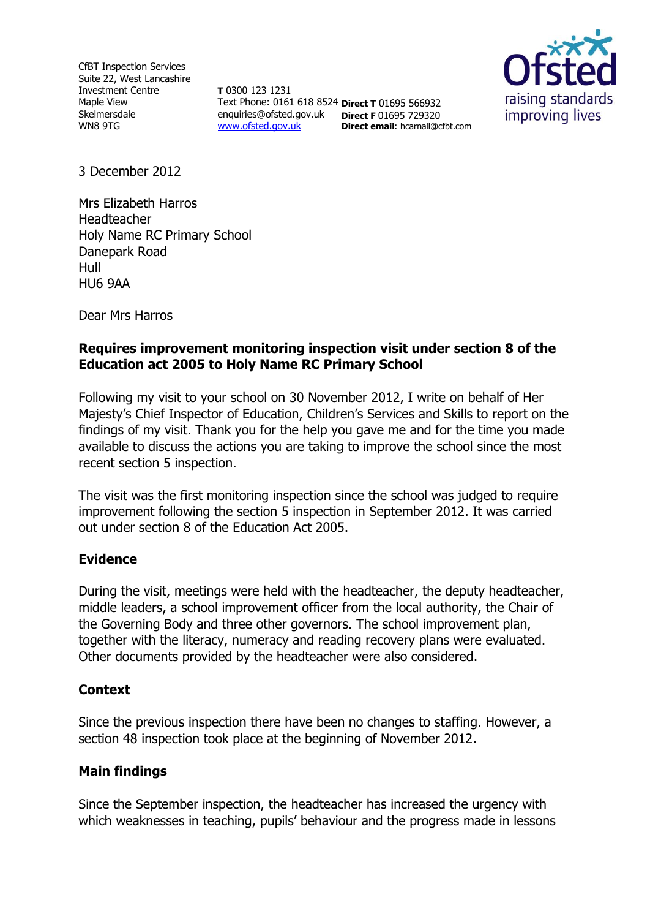CfBT Inspection Services
Suite 22, West Lancashire
Investment Centre
Maple View
Skelmersdale
WN8 9TG

**T** 0300 123 1231
Text Phone: 0161 618 8524
enquiries@ofsted.gov.uk
www.ofsted.gov.uk

**Direct T** 01695 566932
**Direct F** 01695 729320
**Direct email**: hcarnall@cfbt.com

Ofsted
raising standards
improving lives

3 December 2012

Mrs Elizabeth Harros
Headteacher
Holy Name RC Primary School
Danepark Road
Hull
HU6 9AA

Dear Mrs Harros

**Requires improvement monitoring inspection visit under section 8 of the Education act 2005 to Holy Name RC Primary School**

Following my visit to your school on 30 November 2012, I write on behalf of Her Majesty's Chief Inspector of Education, Children's Services and Skills to report on the findings of my visit. Thank you for the help you gave me and for the time you made available to discuss the actions you are taking to improve the school since the most recent section 5 inspection.

The visit was the first monitoring inspection since the school was judged to require improvement following the section 5 inspection in September 2012. It was carried out under section 8 of the Education Act 2005.

## Evidence

During the visit, meetings were held with the headteacher, the deputy headteacher, middle leaders, a school improvement officer from the local authority, the Chair of the Governing Body and three other governors. The school improvement plan, together with the literacy, numeracy and reading recovery plans were evaluated. Other documents provided by the headteacher were also considered.

## Context

Since the previous inspection there have been no changes to staffing. However, a section 48 inspection took place at the beginning of November 2012.

## Main findings

Since the September inspection, the headteacher has increased the urgency with which weaknesses in teaching, pupils' behaviour and the progress made in lessons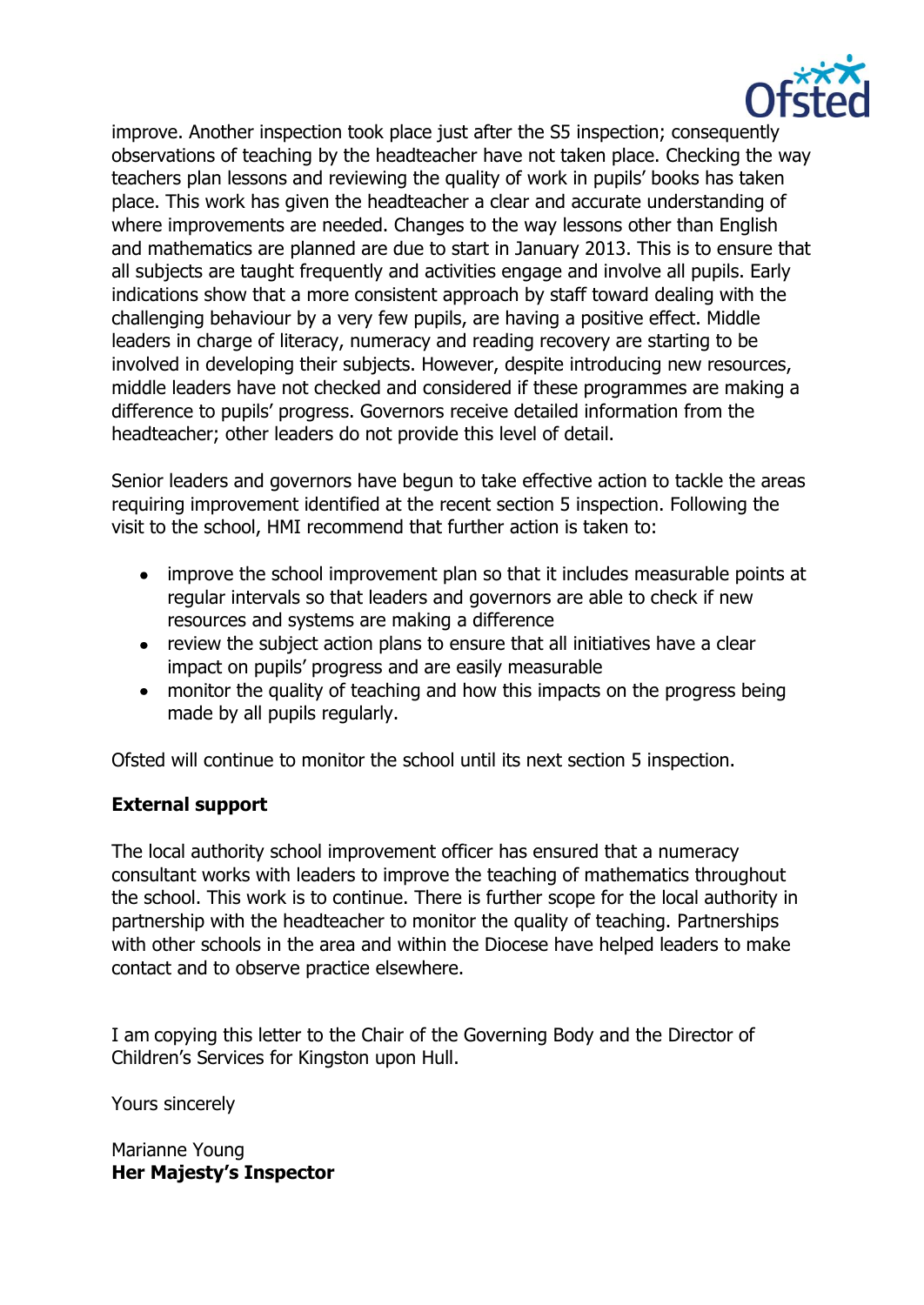improve. Another inspection took place just after the S5 inspection; consequently observations of teaching by the headteacher have not taken place. Checking the way teachers plan lessons and reviewing the quality of work in pupils' books has taken place. This work has given the headteacher a clear and accurate understanding of where improvements are needed. Changes to the way lessons other than English and mathematics are planned are due to start in January 2013. This is to ensure that all subjects are taught frequently and activities engage and involve all pupils. Early indications show that a more consistent approach by staff toward dealing with the challenging behaviour by a very few pupils, are having a positive effect. Middle leaders in charge of literacy, numeracy and reading recovery are starting to be involved in developing their subjects. However, despite introducing new resources, middle leaders have not checked and considered if these programmes are making a difference to pupils' progress. Governors receive detailed information from the headteacher; other leaders do not provide this level of detail.

Senior leaders and governors have begun to take effective action to tackle the areas requiring improvement identified at the recent section 5 inspection. Following the visit to the school, HMI recommend that further action is taken to:

- improve the school improvement plan so that it includes measurable points at regular intervals so that leaders and governors are able to check if new resources and systems are making a difference
- review the subject action plans to ensure that all initiatives have a clear impact on pupils' progress and are easily measurable
- monitor the quality of teaching and how this impacts on the progress being made by all pupils regularly.

Ofsted will continue to monitor the school until its next section 5 inspection.

**External support**

The local authority school improvement officer has ensured that a numeracy consultant works with leaders to improve the teaching of mathematics throughout the school. This work is to continue. There is further scope for the local authority in partnership with the headteacher to monitor the quality of teaching. Partnerships with other schools in the area and within the Diocese have helped leaders to make contact and to observe practice elsewhere.

I am copying this letter to the Chair of the Governing Body and the Director of Children's Services for Kingston upon Hull.

Yours sincerely

Marianne Young
**Her Majesty's Inspector**